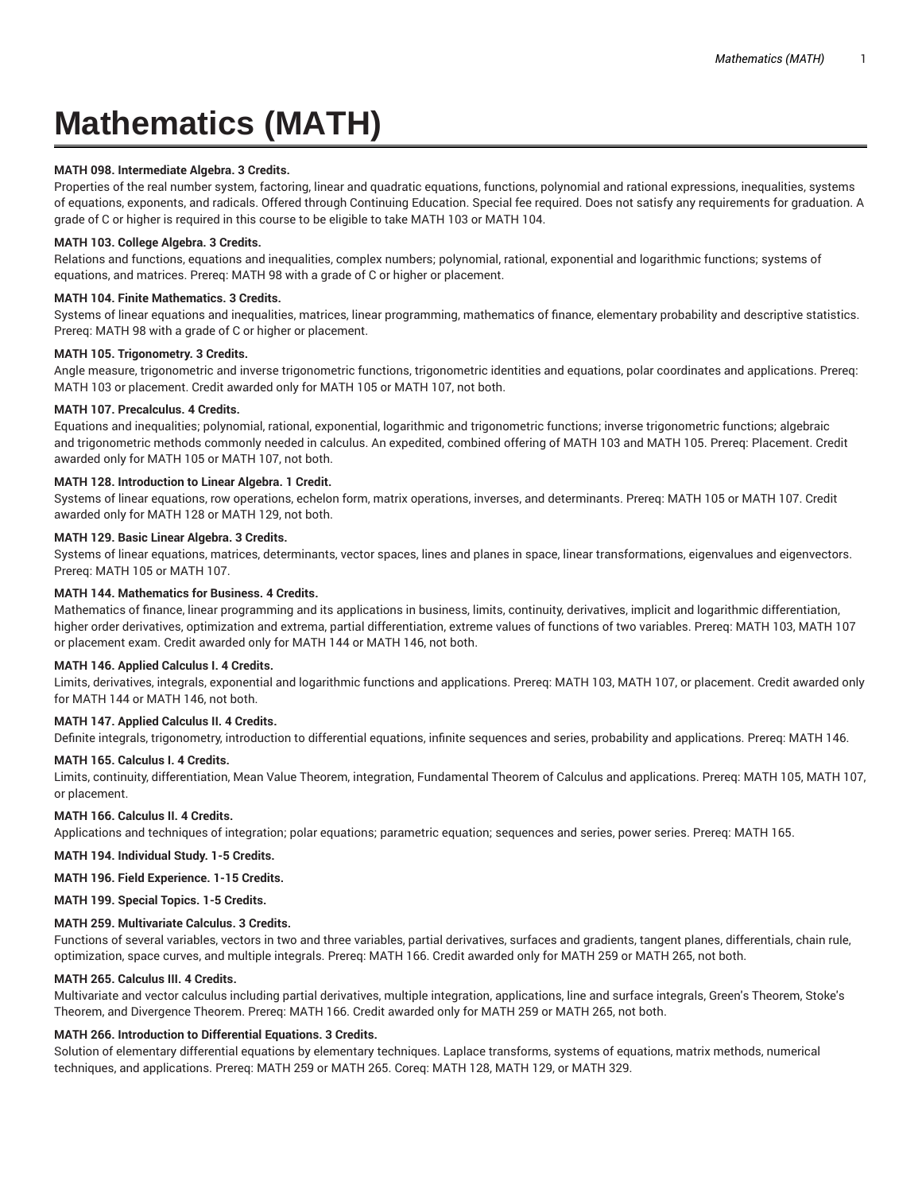# Mathematics (MATH)

**MATH 098. Intermediate Algebra. 3 Credits.**

Properties of the real number system, factoring, linear and quadratic equations, functions, polynomial and rational expressions, inequalities, systems of equations, exponents, and radicals. Offered through Continuing Education. Special fee required. Does not satisfy any requirements for graduation. A grade of C or higher is required in this course to be eligible to take MATH 103 or MATH 104.

**MATH 103. College Algebra. 3 Credits.**

Relations and functions, equations and inequalities, complex numbers; polynomial, rational, exponential and logarithmic functions; systems of equations, and matrices. Prereq: MATH 98 with a grade of C or higher or placement.

**MATH 104. Finite Mathematics. 3 Credits.**

Systems of linear equations and inequalities, matrices, linear programming, mathematics of finance, elementary probability and descriptive statistics. Prereq: MATH 98 with a grade of C or higher or placement.

**MATH 105. Trigonometry. 3 Credits.**

Angle measure, trigonometric and inverse trigonometric functions, trigonometric identities and equations, polar coordinates and applications. Prereq: MATH 103 or placement. Credit awarded only for MATH 105 or MATH 107, not both.

**MATH 107. Precalculus. 4 Credits.**

Equations and inequalities; polynomial, rational, exponential, logarithmic and trigonometric functions; inverse trigonometric functions; algebraic and trigonometric methods commonly needed in calculus. An expedited, combined offering of MATH 103 and MATH 105. Prereq: Placement. Credit awarded only for MATH 105 or MATH 107, not both.

**MATH 128. Introduction to Linear Algebra. 1 Credit.**

Systems of linear equations, row operations, echelon form, matrix operations, inverses, and determinants. Prereq: MATH 105 or MATH 107. Credit awarded only for MATH 128 or MATH 129, not both.

**MATH 129. Basic Linear Algebra. 3 Credits.**

Systems of linear equations, matrices, determinants, vector spaces, lines and planes in space, linear transformations, eigenvalues and eigenvectors. Prereq: MATH 105 or MATH 107.

**MATH 144. Mathematics for Business. 4 Credits.**

Mathematics of finance, linear programming and its applications in business, limits, continuity, derivatives, implicit and logarithmic differentiation, higher order derivatives, optimization and extrema, partial differentiation, extreme values of functions of two variables. Prereq: MATH 103, MATH 107 or placement exam. Credit awarded only for MATH 144 or MATH 146, not both.

**MATH 146. Applied Calculus I. 4 Credits.**

Limits, derivatives, integrals, exponential and logarithmic functions and applications. Prereq: MATH 103, MATH 107, or placement. Credit awarded only for MATH 144 or MATH 146, not both.

**MATH 147. Applied Calculus II. 4 Credits.**

Definite integrals, trigonometry, introduction to differential equations, infinite sequences and series, probability and applications. Prereq: MATH 146.

**MATH 165. Calculus I. 4 Credits.**

Limits, continuity, differentiation, Mean Value Theorem, integration, Fundamental Theorem of Calculus and applications. Prereq: MATH 105, MATH 107, or placement.

**MATH 166. Calculus II. 4 Credits.**

Applications and techniques of integration; polar equations; parametric equation; sequences and series, power series. Prereq: MATH 165.

**MATH 194. Individual Study. 1-5 Credits.**

**MATH 196. Field Experience. 1-15 Credits.**

**MATH 199. Special Topics. 1-5 Credits.**

**MATH 259. Multivariate Calculus. 3 Credits.**

Functions of several variables, vectors in two and three variables, partial derivatives, surfaces and gradients, tangent planes, differentials, chain rule, optimization, space curves, and multiple integrals. Prereq: MATH 166. Credit awarded only for MATH 259 or MATH 265, not both.

**MATH 265. Calculus III. 4 Credits.**

Multivariate and vector calculus including partial derivatives, multiple integration, applications, line and surface integrals, Green's Theorem, Stoke's Theorem, and Divergence Theorem. Prereq: MATH 166. Credit awarded only for MATH 259 or MATH 265, not both.

**MATH 266. Introduction to Differential Equations. 3 Credits.**

Solution of elementary differential equations by elementary techniques. Laplace transforms, systems of equations, matrix methods, numerical techniques, and applications. Prereq: MATH 259 or MATH 265. Coreq: MATH 128, MATH 129, or MATH 329.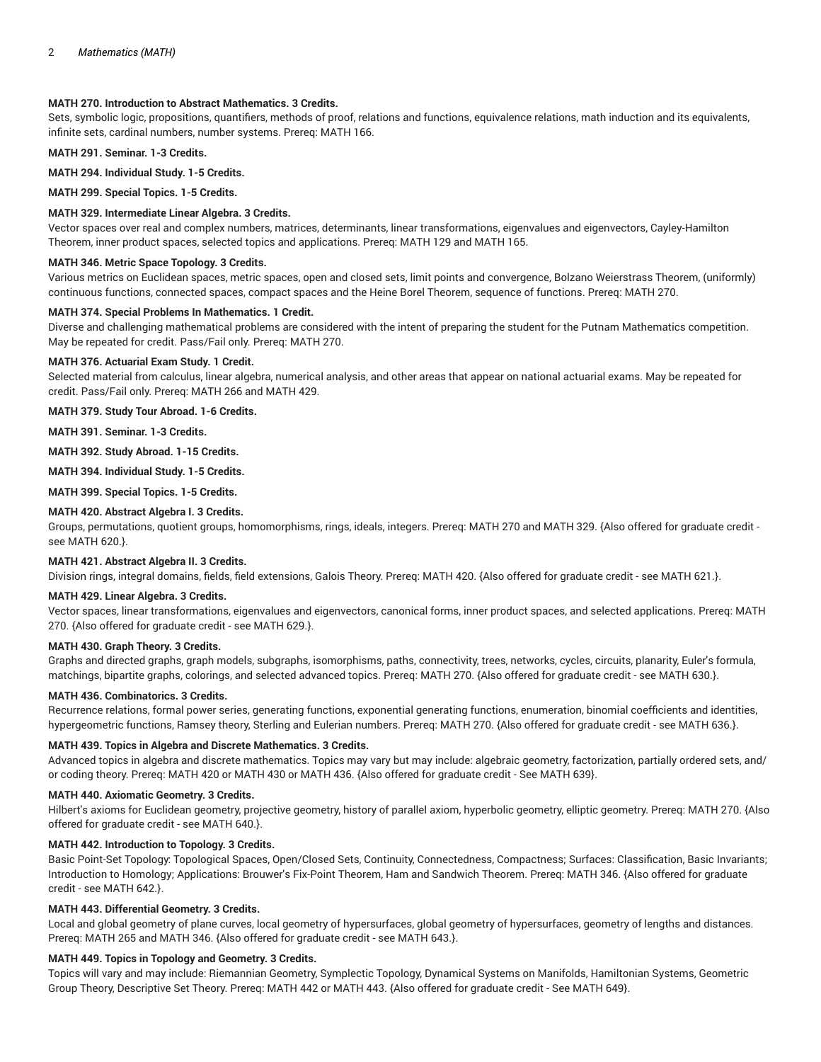**MATH 270. Introduction to Abstract Mathematics. 3 Credits.**
Sets, symbolic logic, propositions, quantifiers, methods of proof, relations and functions, equivalence relations, math induction and its equivalents, infinite sets, cardinal numbers, number systems. Prereq: MATH 166.

**MATH 291. Seminar. 1-3 Credits.**

**MATH 294. Individual Study. 1-5 Credits.**

**MATH 299. Special Topics. 1-5 Credits.**

**MATH 329. Intermediate Linear Algebra. 3 Credits.**
Vector spaces over real and complex numbers, matrices, determinants, linear transformations, eigenvalues and eigenvectors, Cayley-Hamilton Theorem, inner product spaces, selected topics and applications. Prereq: MATH 129 and MATH 165.

**MATH 346. Metric Space Topology. 3 Credits.**
Various metrics on Euclidean spaces, metric spaces, open and closed sets, limit points and convergence, Bolzano Weierstrass Theorem, (uniformly) continuous functions, connected spaces, compact spaces and the Heine Borel Theorem, sequence of functions. Prereq: MATH 270.

**MATH 374. Special Problems In Mathematics. 1 Credit.**
Diverse and challenging mathematical problems are considered with the intent of preparing the student for the Putnam Mathematics competition. May be repeated for credit. Pass/Fail only. Prereq: MATH 270.

**MATH 376. Actuarial Exam Study. 1 Credit.**
Selected material from calculus, linear algebra, numerical analysis, and other areas that appear on national actuarial exams. May be repeated for credit. Pass/Fail only. Prereq: MATH 266 and MATH 429.

**MATH 379. Study Tour Abroad. 1-6 Credits.**

**MATH 391. Seminar. 1-3 Credits.**

**MATH 392. Study Abroad. 1-15 Credits.**

**MATH 394. Individual Study. 1-5 Credits.**

**MATH 399. Special Topics. 1-5 Credits.**

**MATH 420. Abstract Algebra I. 3 Credits.**
Groups, permutations, quotient groups, homomorphisms, rings, ideals, integers. Prereq: MATH 270 and MATH 329. {Also offered for graduate credit - see MATH 620.}.

**MATH 421. Abstract Algebra II. 3 Credits.**
Division rings, integral domains, fields, field extensions, Galois Theory. Prereq: MATH 420. {Also offered for graduate credit - see MATH 621.}.

**MATH 429. Linear Algebra. 3 Credits.**
Vector spaces, linear transformations, eigenvalues and eigenvectors, canonical forms, inner product spaces, and selected applications. Prereq: MATH 270. {Also offered for graduate credit - see MATH 629.}.

**MATH 430. Graph Theory. 3 Credits.**
Graphs and directed graphs, graph models, subgraphs, isomorphisms, paths, connectivity, trees, networks, cycles, circuits, planarity, Euler's formula, matchings, bipartite graphs, colorings, and selected advanced topics. Prereq: MATH 270. {Also offered for graduate credit - see MATH 630.}.

**MATH 436. Combinatorics. 3 Credits.**
Recurrence relations, formal power series, generating functions, exponential generating functions, enumeration, binomial coefficients and identities, hypergeometric functions, Ramsey theory, Sterling and Eulerian numbers. Prereq: MATH 270. {Also offered for graduate credit - see MATH 636.}.

**MATH 439. Topics in Algebra and Discrete Mathematics. 3 Credits.**
Advanced topics in algebra and discrete mathematics. Topics may vary but may include: algebraic geometry, factorization, partially ordered sets, and/or coding theory. Prereq: MATH 420 or MATH 430 or MATH 436. {Also offered for graduate credit - See MATH 639}.

**MATH 440. Axiomatic Geometry. 3 Credits.**
Hilbert's axioms for Euclidean geometry, projective geometry, history of parallel axiom, hyperbolic geometry, elliptic geometry. Prereq: MATH 270. {Also offered for graduate credit - see MATH 640.}.

**MATH 442. Introduction to Topology. 3 Credits.**
Basic Point-Set Topology: Topological Spaces, Open/Closed Sets, Continuity, Connectedness, Compactness; Surfaces: Classification, Basic Invariants; Introduction to Homology; Applications: Brouwer's Fix-Point Theorem, Ham and Sandwich Theorem. Prereq: MATH 346. {Also offered for graduate credit - see MATH 642.}.

**MATH 443. Differential Geometry. 3 Credits.**
Local and global geometry of plane curves, local geometry of hypersurfaces, global geometry of hypersurfaces, geometry of lengths and distances. Prereq: MATH 265 and MATH 346. {Also offered for graduate credit - see MATH 643.}.

**MATH 449. Topics in Topology and Geometry. 3 Credits.**
Topics will vary and may include: Riemannian Geometry, Symplectic Topology, Dynamical Systems on Manifolds, Hamiltonian Systems, Geometric Group Theory, Descriptive Set Theory. Prereq: MATH 442 or MATH 443. {Also offered for graduate credit - See MATH 649}.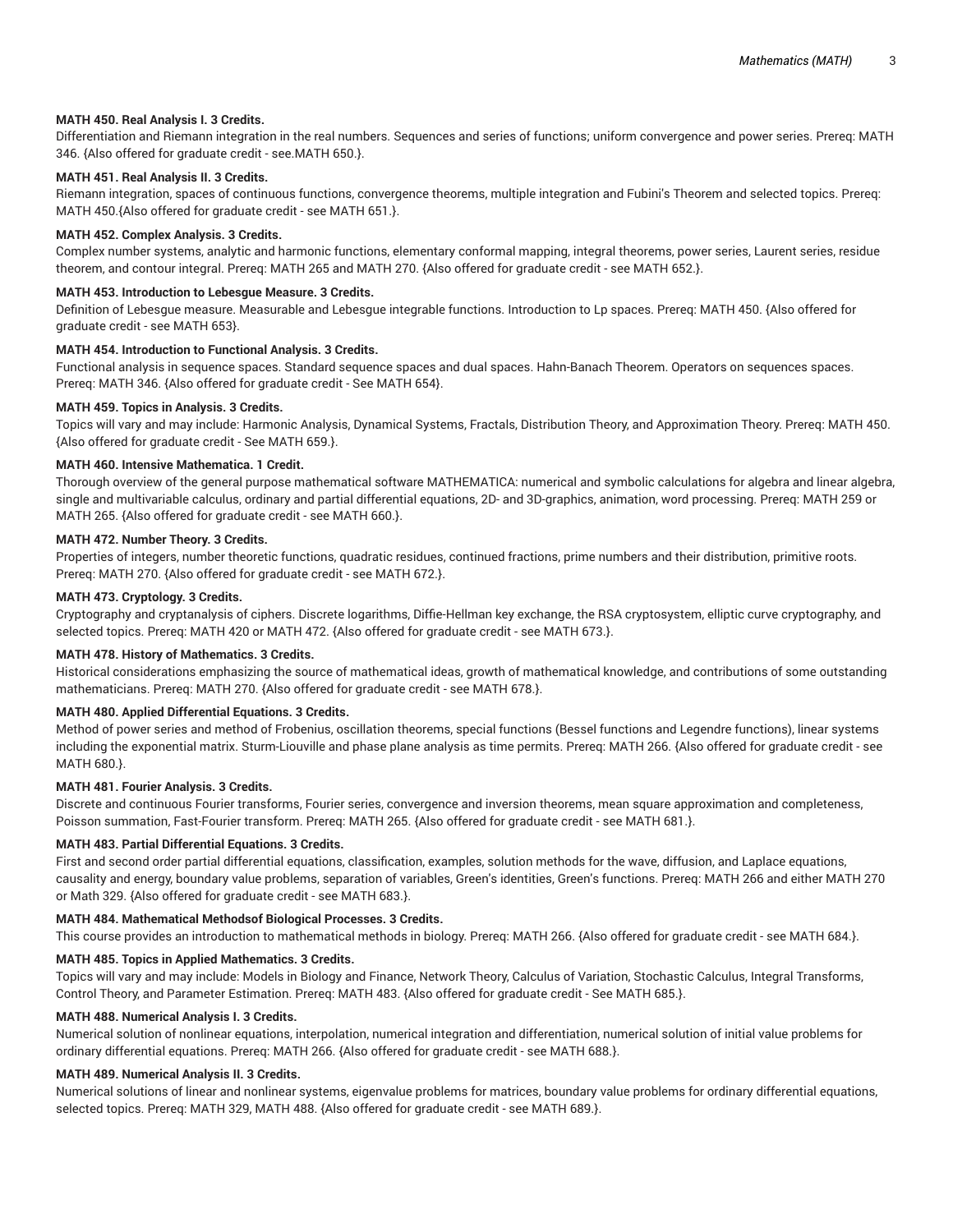**MATH 450. Real Analysis I. 3 Credits.**

Differentiation and Riemann integration in the real numbers. Sequences and series of functions; uniform convergence and power series. Prereq: MATH 346. {Also offered for graduate credit - see.MATH 650.}.

**MATH 451. Real Analysis II. 3 Credits.**

Riemann integration, spaces of continuous functions, convergence theorems, multiple integration and Fubini's Theorem and selected topics. Prereq: MATH 450.{Also offered for graduate credit - see MATH 651.}.

**MATH 452. Complex Analysis. 3 Credits.**

Complex number systems, analytic and harmonic functions, elementary conformal mapping, integral theorems, power series, Laurent series, residue theorem, and contour integral. Prereq: MATH 265 and MATH 270. {Also offered for graduate credit - see MATH 652.}.

**MATH 453. Introduction to Lebesgue Measure. 3 Credits.**

Definition of Lebesgue measure. Measurable and Lebesgue integrable functions. Introduction to Lp spaces. Prereq: MATH 450. {Also offered for graduate credit - see MATH 653}.

**MATH 454. Introduction to Functional Analysis. 3 Credits.**

Functional analysis in sequence spaces. Standard sequence spaces and dual spaces. Hahn-Banach Theorem. Operators on sequences spaces. Prereq: MATH 346. {Also offered for graduate credit - See MATH 654}.

**MATH 459. Topics in Analysis. 3 Credits.**

Topics will vary and may include: Harmonic Analysis, Dynamical Systems, Fractals, Distribution Theory, and Approximation Theory. Prereq: MATH 450. {Also offered for graduate credit - See MATH 659.}.

**MATH 460. Intensive Mathematica. 1 Credit.**

Thorough overview of the general purpose mathematical software MATHEMATICA: numerical and symbolic calculations for algebra and linear algebra, single and multivariable calculus, ordinary and partial differential equations, 2D- and 3D-graphics, animation, word processing. Prereq: MATH 259 or MATH 265. {Also offered for graduate credit - see MATH 660.}.

**MATH 472. Number Theory. 3 Credits.**

Properties of integers, number theoretic functions, quadratic residues, continued fractions, prime numbers and their distribution, primitive roots. Prereq: MATH 270. {Also offered for graduate credit - see MATH 672.}.

**MATH 473. Cryptology. 3 Credits.**

Cryptography and cryptanalysis of ciphers. Discrete logarithms, Diffie-Hellman key exchange, the RSA cryptosystem, elliptic curve cryptography, and selected topics. Prereq: MATH 420 or MATH 472. {Also offered for graduate credit - see MATH 673.}.

**MATH 478. History of Mathematics. 3 Credits.**

Historical considerations emphasizing the source of mathematical ideas, growth of mathematical knowledge, and contributions of some outstanding mathematicians. Prereq: MATH 270. {Also offered for graduate credit - see MATH 678.}.

**MATH 480. Applied Differential Equations. 3 Credits.**

Method of power series and method of Frobenius, oscillation theorems, special functions (Bessel functions and Legendre functions), linear systems including the exponential matrix. Sturm-Liouville and phase plane analysis as time permits. Prereq: MATH 266. {Also offered for graduate credit - see MATH 680.}.

**MATH 481. Fourier Analysis. 3 Credits.**

Discrete and continuous Fourier transforms, Fourier series, convergence and inversion theorems, mean square approximation and completeness, Poisson summation, Fast-Fourier transform. Prereq: MATH 265. {Also offered for graduate credit - see MATH 681.}.

**MATH 483. Partial Differential Equations. 3 Credits.**

First and second order partial differential equations, classification, examples, solution methods for the wave, diffusion, and Laplace equations, causality and energy, boundary value problems, separation of variables, Green's identities, Green's functions. Prereq: MATH 266 and either MATH 270 or Math 329. {Also offered for graduate credit - see MATH 683.}.

**MATH 484. Mathematical Methodsof Biological Processes. 3 Credits.**

This course provides an introduction to mathematical methods in biology. Prereq: MATH 266. {Also offered for graduate credit - see MATH 684.}.

**MATH 485. Topics in Applied Mathematics. 3 Credits.**

Topics will vary and may include: Models in Biology and Finance, Network Theory, Calculus of Variation, Stochastic Calculus, Integral Transforms, Control Theory, and Parameter Estimation. Prereq: MATH 483. {Also offered for graduate credit - See MATH 685.}.

**MATH 488. Numerical Analysis I. 3 Credits.**

Numerical solution of nonlinear equations, interpolation, numerical integration and differentiation, numerical solution of initial value problems for ordinary differential equations. Prereq: MATH 266. {Also offered for graduate credit - see MATH 688.}.

**MATH 489. Numerical Analysis II. 3 Credits.**

Numerical solutions of linear and nonlinear systems, eigenvalue problems for matrices, boundary value problems for ordinary differential equations, selected topics. Prereq: MATH 329, MATH 488. {Also offered for graduate credit - see MATH 689.}.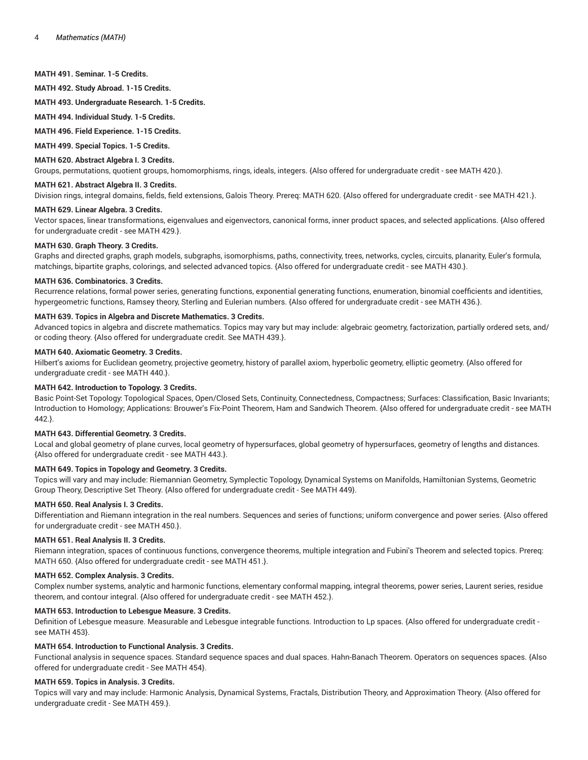**MATH 491. Seminar. 1-5 Credits.**

**MATH 492. Study Abroad. 1-15 Credits.**

**MATH 493. Undergraduate Research. 1-5 Credits.**

**MATH 494. Individual Study. 1-5 Credits.**

**MATH 496. Field Experience. 1-15 Credits.**

**MATH 499. Special Topics. 1-5 Credits.**

**MATH 620. Abstract Algebra I. 3 Credits.**
Groups, permutations, quotient groups, homomorphisms, rings, ideals, integers. {Also offered for undergraduate credit - see MATH 420.}.

**MATH 621. Abstract Algebra II. 3 Credits.**
Division rings, integral domains, fields, field extensions, Galois Theory. Prereq: MATH 620. {Also offered for undergraduate credit - see MATH 421.}.

**MATH 629. Linear Algebra. 3 Credits.**
Vector spaces, linear transformations, eigenvalues and eigenvectors, canonical forms, inner product spaces, and selected applications. {Also offered for undergraduate credit - see MATH 429.}.

**MATH 630. Graph Theory. 3 Credits.**
Graphs and directed graphs, graph models, subgraphs, isomorphisms, paths, connectivity, trees, networks, cycles, circuits, planarity, Euler's formula, matchings, bipartite graphs, colorings, and selected advanced topics. {Also offered for undergraduate credit - see MATH 430.}.

**MATH 636. Combinatorics. 3 Credits.**
Recurrence relations, formal power series, generating functions, exponential generating functions, enumeration, binomial coefficients and identities, hypergeometric functions, Ramsey theory, Sterling and Eulerian numbers. {Also offered for undergraduate credit - see MATH 436.}.

**MATH 639. Topics in Algebra and Discrete Mathematics. 3 Credits.**
Advanced topics in algebra and discrete mathematics. Topics may vary but may include: algebraic geometry, factorization, partially ordered sets, and/or coding theory. {Also offered for undergraduate credit. See MATH 439.}.

**MATH 640. Axiomatic Geometry. 3 Credits.**
Hilbert's axioms for Euclidean geometry, projective geometry, history of parallel axiom, hyperbolic geometry, elliptic geometry. {Also offered for undergraduate credit - see MATH 440.}.

**MATH 642. Introduction to Topology. 3 Credits.**
Basic Point-Set Topology: Topological Spaces, Open/Closed Sets, Continuity, Connectedness, Compactness; Surfaces: Classification, Basic Invariants; Introduction to Homology; Applications: Brouwer's Fix-Point Theorem, Ham and Sandwich Theorem. {Also offered for undergraduate credit - see MATH 442.}.

**MATH 643. Differential Geometry. 3 Credits.**
Local and global geometry of plane curves, local geometry of hypersurfaces, global geometry of hypersurfaces, geometry of lengths and distances. {Also offered for undergraduate credit - see MATH 443.}.

**MATH 649. Topics in Topology and Geometry. 3 Credits.**
Topics will vary and may include: Riemannian Geometry, Symplectic Topology, Dynamical Systems on Manifolds, Hamiltonian Systems, Geometric Group Theory, Descriptive Set Theory. {Also offered for undergraduate credit - See MATH 449}.

**MATH 650. Real Analysis I. 3 Credits.**
Differentiation and Riemann integration in the real numbers. Sequences and series of functions; uniform convergence and power series. {Also offered for undergraduate credit - see MATH 450.}.

**MATH 651. Real Analysis II. 3 Credits.**
Riemann integration, spaces of continuous functions, convergence theorems, multiple integration and Fubini's Theorem and selected topics. Prereq: MATH 650. {Also offered for undergraduate credit - see MATH 451.}.

**MATH 652. Complex Analysis. 3 Credits.**
Complex number systems, analytic and harmonic functions, elementary conformal mapping, integral theorems, power series, Laurent series, residue theorem, and contour integral. {Also offered for undergraduate credit - see MATH 452.}.

**MATH 653. Introduction to Lebesgue Measure. 3 Credits.**
Definition of Lebesgue measure. Measurable and Lebesgue integrable functions. Introduction to Lp spaces. {Also offered for undergraduate credit - see MATH 453}.

**MATH 654. Introduction to Functional Analysis. 3 Credits.**
Functional analysis in sequence spaces. Standard sequence spaces and dual spaces. Hahn-Banach Theorem. Operators on sequences spaces. {Also offered for undergraduate credit - See MATH 454}.

**MATH 659. Topics in Analysis. 3 Credits.**
Topics will vary and may include: Harmonic Analysis, Dynamical Systems, Fractals, Distribution Theory, and Approximation Theory. {Also offered for undergraduate credit - See MATH 459.}.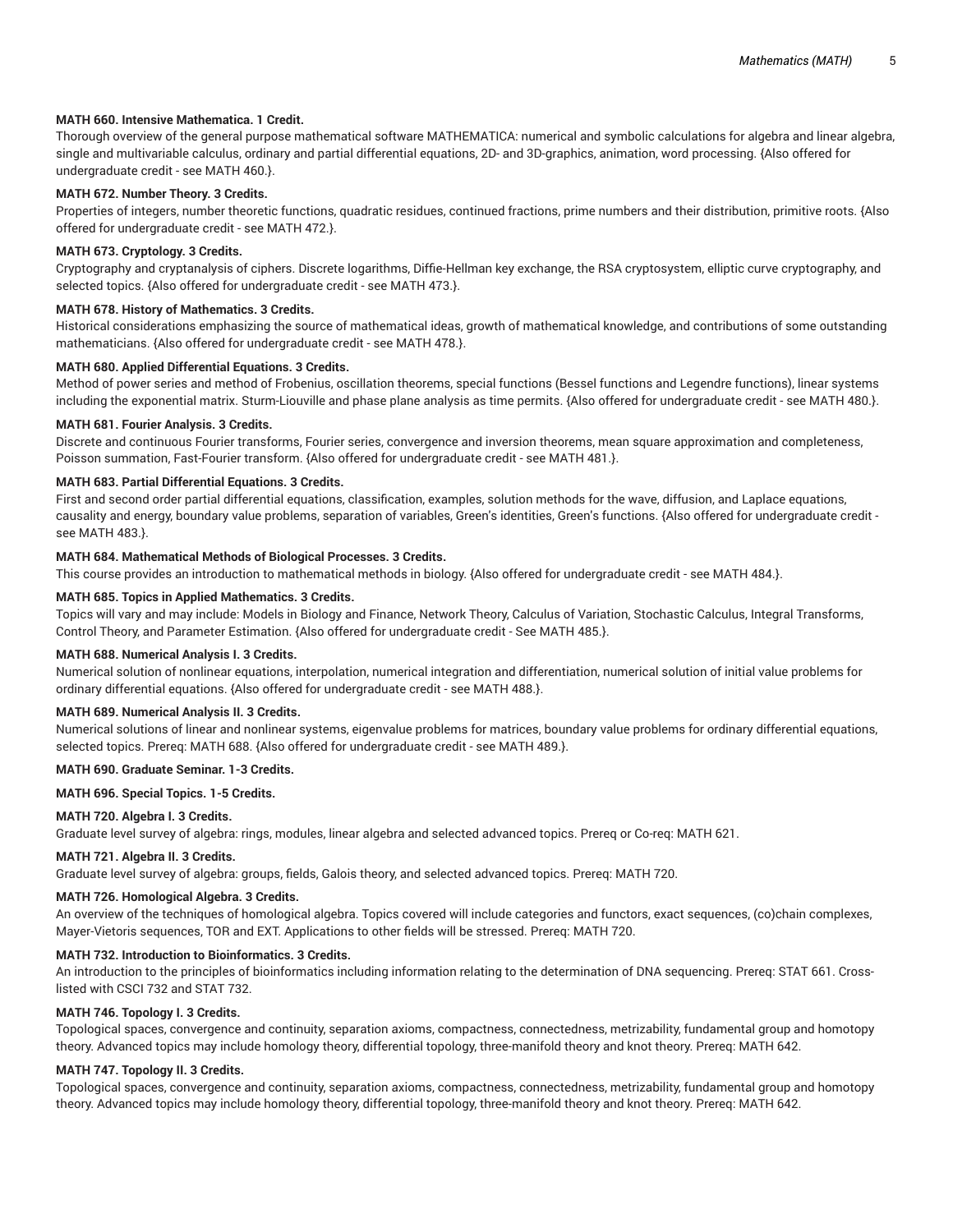**MATH 660. Intensive Mathematica. 1 Credit.**

Thorough overview of the general purpose mathematical software MATHEMATICA: numerical and symbolic calculations for algebra and linear algebra, single and multivariable calculus, ordinary and partial differential equations, 2D- and 3D-graphics, animation, word processing. {Also offered for undergraduate credit - see MATH 460.}.

**MATH 672. Number Theory. 3 Credits.**

Properties of integers, number theoretic functions, quadratic residues, continued fractions, prime numbers and their distribution, primitive roots. {Also offered for undergraduate credit - see MATH 472.}.

**MATH 673. Cryptology. 3 Credits.**

Cryptography and cryptanalysis of ciphers. Discrete logarithms, Diffie-Hellman key exchange, the RSA cryptosystem, elliptic curve cryptography, and selected topics. {Also offered for undergraduate credit - see MATH 473.}.

**MATH 678. History of Mathematics. 3 Credits.**

Historical considerations emphasizing the source of mathematical ideas, growth of mathematical knowledge, and contributions of some outstanding mathematicians. {Also offered for undergraduate credit - see MATH 478.}.

**MATH 680. Applied Differential Equations. 3 Credits.**

Method of power series and method of Frobenius, oscillation theorems, special functions (Bessel functions and Legendre functions), linear systems including the exponential matrix. Sturm-Liouville and phase plane analysis as time permits. {Also offered for undergraduate credit - see MATH 480.}.

**MATH 681. Fourier Analysis. 3 Credits.**

Discrete and continuous Fourier transforms, Fourier series, convergence and inversion theorems, mean square approximation and completeness, Poisson summation, Fast-Fourier transform. {Also offered for undergraduate credit - see MATH 481.}.

**MATH 683. Partial Differential Equations. 3 Credits.**

First and second order partial differential equations, classification, examples, solution methods for the wave, diffusion, and Laplace equations, causality and energy, boundary value problems, separation of variables, Green's identities, Green's functions. {Also offered for undergraduate credit - see MATH 483.}.

**MATH 684. Mathematical Methods of Biological Processes. 3 Credits.**

This course provides an introduction to mathematical methods in biology. {Also offered for undergraduate credit - see MATH 484.}.

**MATH 685. Topics in Applied Mathematics. 3 Credits.**

Topics will vary and may include: Models in Biology and Finance, Network Theory, Calculus of Variation, Stochastic Calculus, Integral Transforms, Control Theory, and Parameter Estimation. {Also offered for undergraduate credit - See MATH 485.}.

**MATH 688. Numerical Analysis I. 3 Credits.**

Numerical solution of nonlinear equations, interpolation, numerical integration and differentiation, numerical solution of initial value problems for ordinary differential equations. {Also offered for undergraduate credit - see MATH 488.}.

**MATH 689. Numerical Analysis II. 3 Credits.**

Numerical solutions of linear and nonlinear systems, eigenvalue problems for matrices, boundary value problems for ordinary differential equations, selected topics. Prereq: MATH 688. {Also offered for undergraduate credit - see MATH 489.}.

**MATH 690. Graduate Seminar. 1-3 Credits.**

**MATH 696. Special Topics. 1-5 Credits.**

**MATH 720. Algebra I. 3 Credits.**

Graduate level survey of algebra: rings, modules, linear algebra and selected advanced topics. Prereq or Co-req: MATH 621.

**MATH 721. Algebra II. 3 Credits.**

Graduate level survey of algebra: groups, fields, Galois theory, and selected advanced topics. Prereq: MATH 720.

**MATH 726. Homological Algebra. 3 Credits.**

An overview of the techniques of homological algebra. Topics covered will include categories and functors, exact sequences, (co)chain complexes, Mayer-Vietoris sequences, TOR and EXT. Applications to other fields will be stressed. Prereq: MATH 720.

**MATH 732. Introduction to Bioinformatics. 3 Credits.**

An introduction to the principles of bioinformatics including information relating to the determination of DNA sequencing. Prereq: STAT 661. Cross-listed with CSCI 732 and STAT 732.

**MATH 746. Topology I. 3 Credits.**

Topological spaces, convergence and continuity, separation axioms, compactness, connectedness, metrizability, fundamental group and homotopy theory. Advanced topics may include homology theory, differential topology, three-manifold theory and knot theory. Prereq: MATH 642.

**MATH 747. Topology II. 3 Credits.**

Topological spaces, convergence and continuity, separation axioms, compactness, connectedness, metrizability, fundamental group and homotopy theory. Advanced topics may include homology theory, differential topology, three-manifold theory and knot theory. Prereq: MATH 642.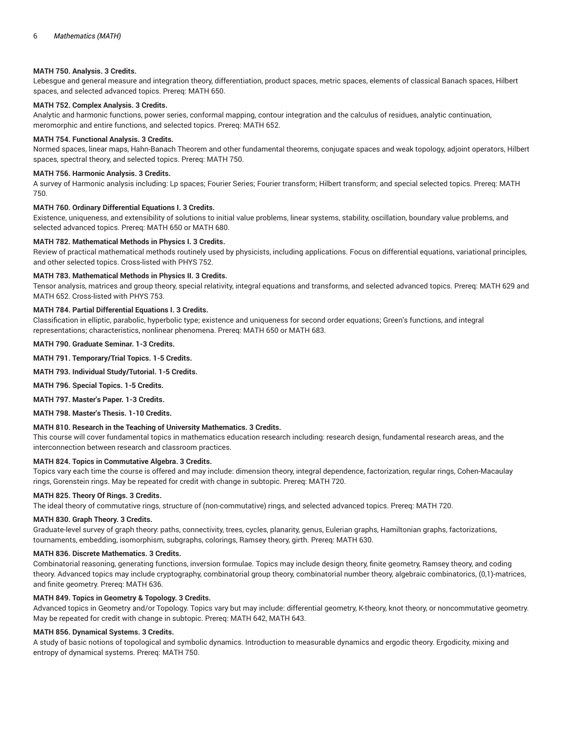**MATH 750. Analysis. 3 Credits.**
Lebesgue and general measure and integration theory, differentiation, product spaces, metric spaces, elements of classical Banach spaces, Hilbert spaces, and selected advanced topics. Prereq: MATH 650.

**MATH 752. Complex Analysis. 3 Credits.**
Analytic and harmonic functions, power series, conformal mapping, contour integration and the calculus of residues, analytic continuation, meromorphic and entire functions, and selected topics. Prereq: MATH 652.

**MATH 754. Functional Analysis. 3 Credits.**
Normed spaces, linear maps, Hahn-Banach Theorem and other fundamental theorems, conjugate spaces and weak topology, adjoint operators, Hilbert spaces, spectral theory, and selected topics. Prereq: MATH 750.

**MATH 756. Harmonic Analysis. 3 Credits.**
A survey of Harmonic analysis including: Lp spaces; Fourier Series; Fourier transform; Hilbert transform; and special selected topics. Prereq: MATH 750.

**MATH 760. Ordinary Differential Equations I. 3 Credits.**
Existence, uniqueness, and extensibility of solutions to initial value problems, linear systems, stability, oscillation, boundary value problems, and selected advanced topics. Prereq: MATH 650 or MATH 680.

**MATH 782. Mathematical Methods in Physics I. 3 Credits.**
Review of practical mathematical methods routinely used by physicists, including applications. Focus on differential equations, variational principles, and other selected topics. Cross-listed with PHYS 752.

**MATH 783. Mathematical Methods in Physics II. 3 Credits.**
Tensor analysis, matrices and group theory, special relativity, integral equations and transforms, and selected advanced topics. Prereq: MATH 629 and MATH 652. Cross-listed with PHYS 753.

**MATH 784. Partial Differential Equations I. 3 Credits.**
Classification in elliptic, parabolic, hyperbolic type; existence and uniqueness for second order equations; Green's functions, and integral representations; characteristics, nonlinear phenomena. Prereq: MATH 650 or MATH 683.

**MATH 790. Graduate Seminar. 1-3 Credits.**

**MATH 791. Temporary/Trial Topics. 1-5 Credits.**

**MATH 793. Individual Study/Tutorial. 1-5 Credits.**

**MATH 796. Special Topics. 1-5 Credits.**

**MATH 797. Master's Paper. 1-3 Credits.**

**MATH 798. Master's Thesis. 1-10 Credits.**

**MATH 810. Research in the Teaching of University Mathematics. 3 Credits.**
This course will cover fundamental topics in mathematics education research including: research design, fundamental research areas, and the interconnection between research and classroom practices.

**MATH 824. Topics in Commutative Algebra. 3 Credits.**
Topics vary each time the course is offered and may include: dimension theory, integral dependence, factorization, regular rings, Cohen-Macaulay rings, Gorenstein rings. May be repeated for credit with change in subtopic. Prereq: MATH 720.

**MATH 825. Theory Of Rings. 3 Credits.**
The ideal theory of commutative rings, structure of (non-commutative) rings, and selected advanced topics. Prereq: MATH 720.

**MATH 830. Graph Theory. 3 Credits.**
Graduate-level survey of graph theory: paths, connectivity, trees, cycles, planarity, genus, Eulerian graphs, Hamiltonian graphs, factorizations, tournaments, embedding, isomorphism, subgraphs, colorings, Ramsey theory, girth. Prereq: MATH 630.

**MATH 836. Discrete Mathematics. 3 Credits.**
Combinatorial reasoning, generating functions, inversion formulae. Topics may include design theory, finite geometry, Ramsey theory, and coding theory. Advanced topics may include cryptography, combinatorial group theory, combinatorial number theory, algebraic combinatorics, (0,1)-matrices, and finite geometry. Prereq: MATH 636.

**MATH 849. Topics in Geometry & Topology. 3 Credits.**
Advanced topics in Geometry and/or Topology. Topics vary but may include: differential geometry, K-theory, knot theory, or noncommutative geometry. May be repeated for credit with change in subtopic. Prereq: MATH 642, MATH 643.

**MATH 856. Dynamical Systems. 3 Credits.**
A study of basic notions of topological and symbolic dynamics. Introduction to measurable dynamics and ergodic theory. Ergodicity, mixing and entropy of dynamical systems. Prereq: MATH 750.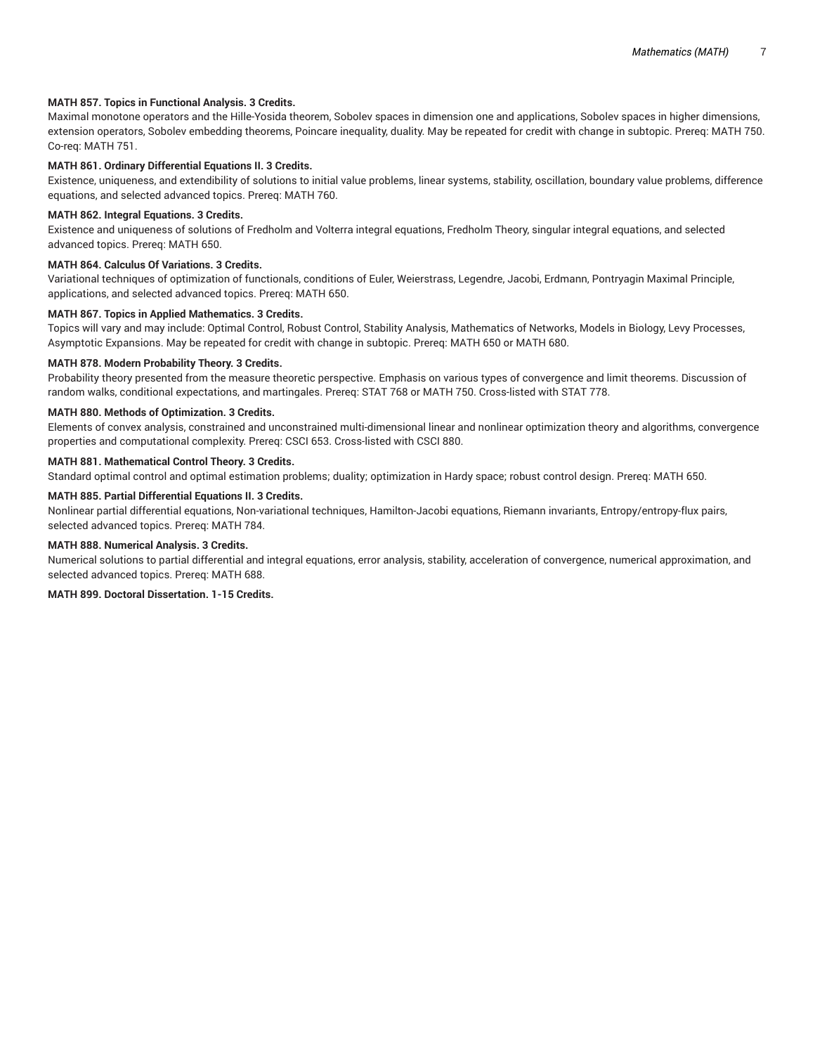**MATH 857. Topics in Functional Analysis. 3 Credits.**
Maximal monotone operators and the Hille-Yosida theorem, Sobolev spaces in dimension one and applications, Sobolev spaces in higher dimensions, extension operators, Sobolev embedding theorems, Poincare inequality, duality. May be repeated for credit with change in subtopic. Prereq: MATH 750. Co-req: MATH 751.

**MATH 861. Ordinary Differential Equations II. 3 Credits.**
Existence, uniqueness, and extendibility of solutions to initial value problems, linear systems, stability, oscillation, boundary value problems, difference equations, and selected advanced topics. Prereq: MATH 760.

**MATH 862. Integral Equations. 3 Credits.**
Existence and uniqueness of solutions of Fredholm and Volterra integral equations, Fredholm Theory, singular integral equations, and selected advanced topics. Prereq: MATH 650.

**MATH 864. Calculus Of Variations. 3 Credits.**
Variational techniques of optimization of functionals, conditions of Euler, Weierstrass, Legendre, Jacobi, Erdmann, Pontryagin Maximal Principle, applications, and selected advanced topics. Prereq: MATH 650.

**MATH 867. Topics in Applied Mathematics. 3 Credits.**
Topics will vary and may include: Optimal Control, Robust Control, Stability Analysis, Mathematics of Networks, Models in Biology, Levy Processes, Asymptotic Expansions. May be repeated for credit with change in subtopic. Prereq: MATH 650 or MATH 680.

**MATH 878. Modern Probability Theory. 3 Credits.**
Probability theory presented from the measure theoretic perspective. Emphasis on various types of convergence and limit theorems. Discussion of random walks, conditional expectations, and martingales. Prereq: STAT 768 or MATH 750. Cross-listed with STAT 778.

**MATH 880. Methods of Optimization. 3 Credits.**
Elements of convex analysis, constrained and unconstrained multi-dimensional linear and nonlinear optimization theory and algorithms, convergence properties and computational complexity. Prereq: CSCI 653. Cross-listed with CSCI 880.

**MATH 881. Mathematical Control Theory. 3 Credits.**
Standard optimal control and optimal estimation problems; duality; optimization in Hardy space; robust control design. Prereq: MATH 650.

**MATH 885. Partial Differential Equations II. 3 Credits.**
Nonlinear partial differential equations, Non-variational techniques, Hamilton-Jacobi equations, Riemann invariants, Entropy/entropy-flux pairs, selected advanced topics. Prereq: MATH 784.

**MATH 888. Numerical Analysis. 3 Credits.**
Numerical solutions to partial differential and integral equations, error analysis, stability, acceleration of convergence, numerical approximation, and selected advanced topics. Prereq: MATH 688.

**MATH 899. Doctoral Dissertation. 1-15 Credits.**